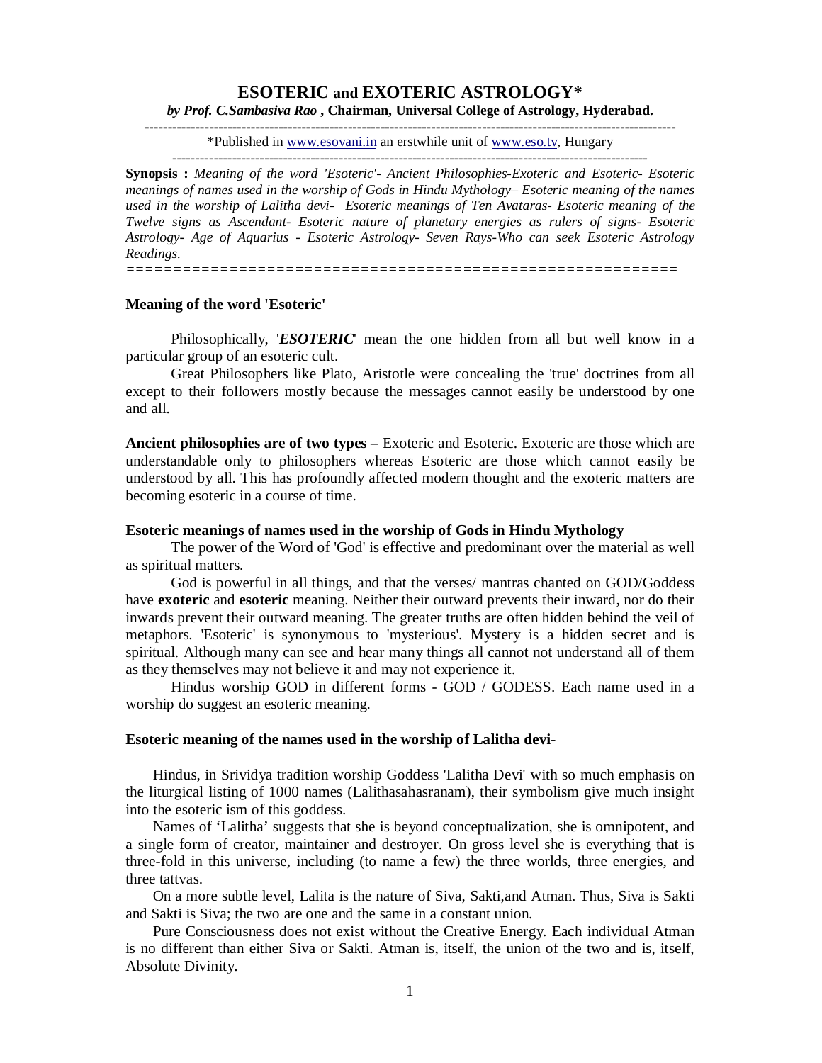# ESOTERIC and EXOTERIC ASTROLOGY*

***by Prof. C.Sambasiva Rao* , Chairman, Universal College of Astrology, Hyderabad.**

---

*Published in www.esovani.in an erstwhile unit of www.eso.tv, Hungary

---

**Synopsis :** *Meaning of the word 'Esoteric'- Ancient Philosophies-Exoteric and Esoteric- Esoteric meanings of names used in the worship of Gods in Hindu Mythology– Esoteric meaning of the names used in the worship of Lalitha devi- Esoteric meanings of Ten Avataras- Esoteric meaning of the Twelve signs as Ascendant- Esoteric nature of planetary energies as rulers of signs- Esoteric Astrology- Age of Aquarius - Esoteric Astrology- Seven Rays-Who can seek Esoteric Astrology Readings.*

---

### Meaning of the word 'Esoteric'

Philosophically, '***ESOTERIC***' mean the one hidden from all but well know in a particular group of an esoteric cult.

Great Philosophers like Plato, Aristotle were concealing the 'true' doctrines from all except to their followers mostly because the messages cannot easily be understood by one and all.

**Ancient philosophies are of two types** – Exoteric and Esoteric. Exoteric are those which are understandable only to philosophers whereas Esoteric are those which cannot easily be understood by all. This has profoundly affected modern thought and the exoteric matters are becoming esoteric in a course of time.

### Esoteric meanings of names used in the worship of Gods in Hindu Mythology

The power of the Word of 'God' is effective and predominant over the material as well as spiritual matters.

God is powerful in all things, and that the verses/ mantras chanted on GOD/Goddess have **exoteric** and **esoteric** meaning. Neither their outward prevents their inward, nor do their inwards prevent their outward meaning. The greater truths are often hidden behind the veil of metaphors. 'Esoteric' is synonymous to 'mysterious'. Mystery is a hidden secret and is spiritual. Although many can see and hear many things all cannot not understand all of them as they themselves may not believe it and may not experience it.

Hindus worship GOD in different forms - GOD / GODESS. Each name used in a worship do suggest an esoteric meaning.

### Esoteric meaning of the names used in the worship of Lalitha devi-

Hindus, in Srividya tradition worship Goddess 'Lalitha Devi' with so much emphasis on the liturgical listing of 1000 names (Lalithasahasranam), their symbolism give much insight into the esoteric ism of this goddess.

Names of 'Lalitha' suggests that she is beyond conceptualization, she is omnipotent, and a single form of creator, maintainer and destroyer. On gross level she is everything that is three-fold in this universe, including (to name a few) the three worlds, three energies, and three tattvas.

On a more subtle level, Lalita is the nature of Siva, Sakti,and Atman. Thus, Siva is Sakti and Sakti is Siva; the two are one and the same in a constant union.

Pure Consciousness does not exist without the Creative Energy. Each individual Atman is no different than either Siva or Sakti. Atman is, itself, the union of the two and is, itself, Absolute Divinity.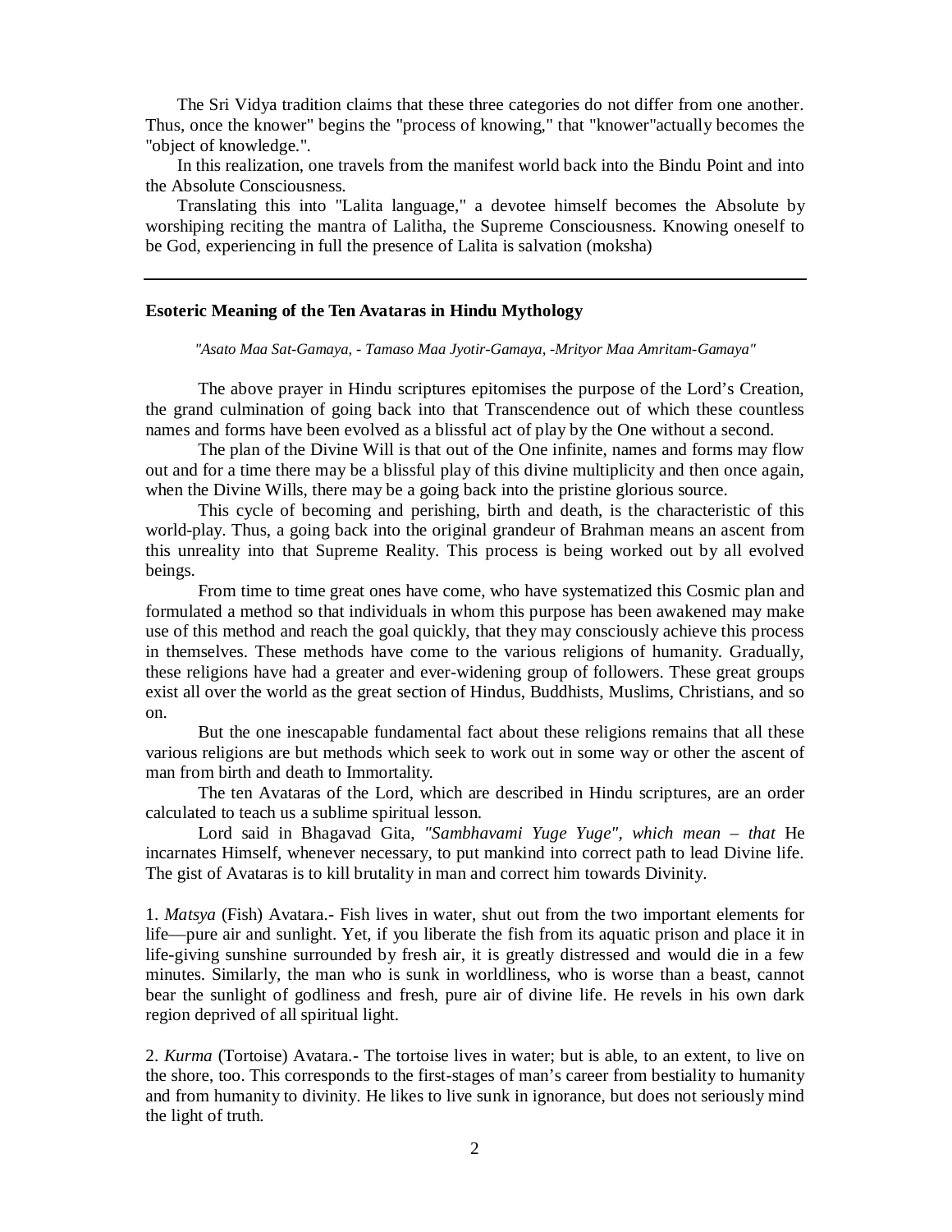The Sri Vidya tradition claims that these three categories do not differ from one another. Thus, once the knower" begins the "process of knowing," that "knower"actually becomes the "object of knowledge.".

In this realization, one travels from the manifest world back into the Bindu Point and into the Absolute Consciousness.

Translating this into "Lalita language," a devotee himself becomes the Absolute by worshiping reciting the mantra of Lalitha, the Supreme Consciousness. Knowing oneself to be God, experiencing in full the presence of Lalita is salvation (moksha)

---

**Esoteric Meaning of the Ten Avataras in Hindu Mythology**

*"Asato Maa Sat-Gamaya, - Tamaso Maa Jyotir-Gamaya, -Mrityor Maa Amritam-Gamaya"*

The above prayer in Hindu scriptures epitomises the purpose of the Lord's Creation, the grand culmination of going back into that Transcendence out of which these countless names and forms have been evolved as a blissful act of play by the One without a second.

The plan of the Divine Will is that out of the One infinite, names and forms may flow out and for a time there may be a blissful play of this divine multiplicity and then once again, when the Divine Wills, there may be a going back into the pristine glorious source.

This cycle of becoming and perishing, birth and death, is the characteristic of this world-play. Thus, a going back into the original grandeur of Brahman means an ascent from this unreality into that Supreme Reality. This process is being worked out by all evolved beings.

From time to time great ones have come, who have systematized this Cosmic plan and formulated a method so that individuals in whom this purpose has been awakened may make use of this method and reach the goal quickly, that they may consciously achieve this process in themselves. These methods have come to the various religions of humanity. Gradually, these religions have had a greater and ever-widening group of followers. These great groups exist all over the world as the great section of Hindus, Buddhists, Muslims, Christians, and so on.

But the one inescapable fundamental fact about these religions remains that all these various religions are but methods which seek to work out in some way or other the ascent of man from birth and death to Immortality.

The ten Avataras of the Lord, which are described in Hindu scriptures, are an order calculated to teach us a sublime spiritual lesson.

Lord said in Bhagavad Gita, *"Sambhavami Yuge Yuge", which mean – that* He incarnates Himself, whenever necessary, to put mankind into correct path to lead Divine life. The gist of Avataras is to kill brutality in man and correct him towards Divinity.

1. *Matsya* (Fish) Avatara.- Fish lives in water, shut out from the two important elements for life—pure air and sunlight. Yet, if you liberate the fish from its aquatic prison and place it in life-giving sunshine surrounded by fresh air, it is greatly distressed and would die in a few minutes. Similarly, the man who is sunk in worldliness, who is worse than a beast, cannot bear the sunlight of godliness and fresh, pure air of divine life. He revels in his own dark region deprived of all spiritual light.

2. *Kurma* (Tortoise) Avatara.- The tortoise lives in water; but is able, to an extent, to live on the shore, too. This corresponds to the first-stages of man's career from bestiality to humanity and from humanity to divinity. He likes to live sunk in ignorance, but does not seriously mind the light of truth.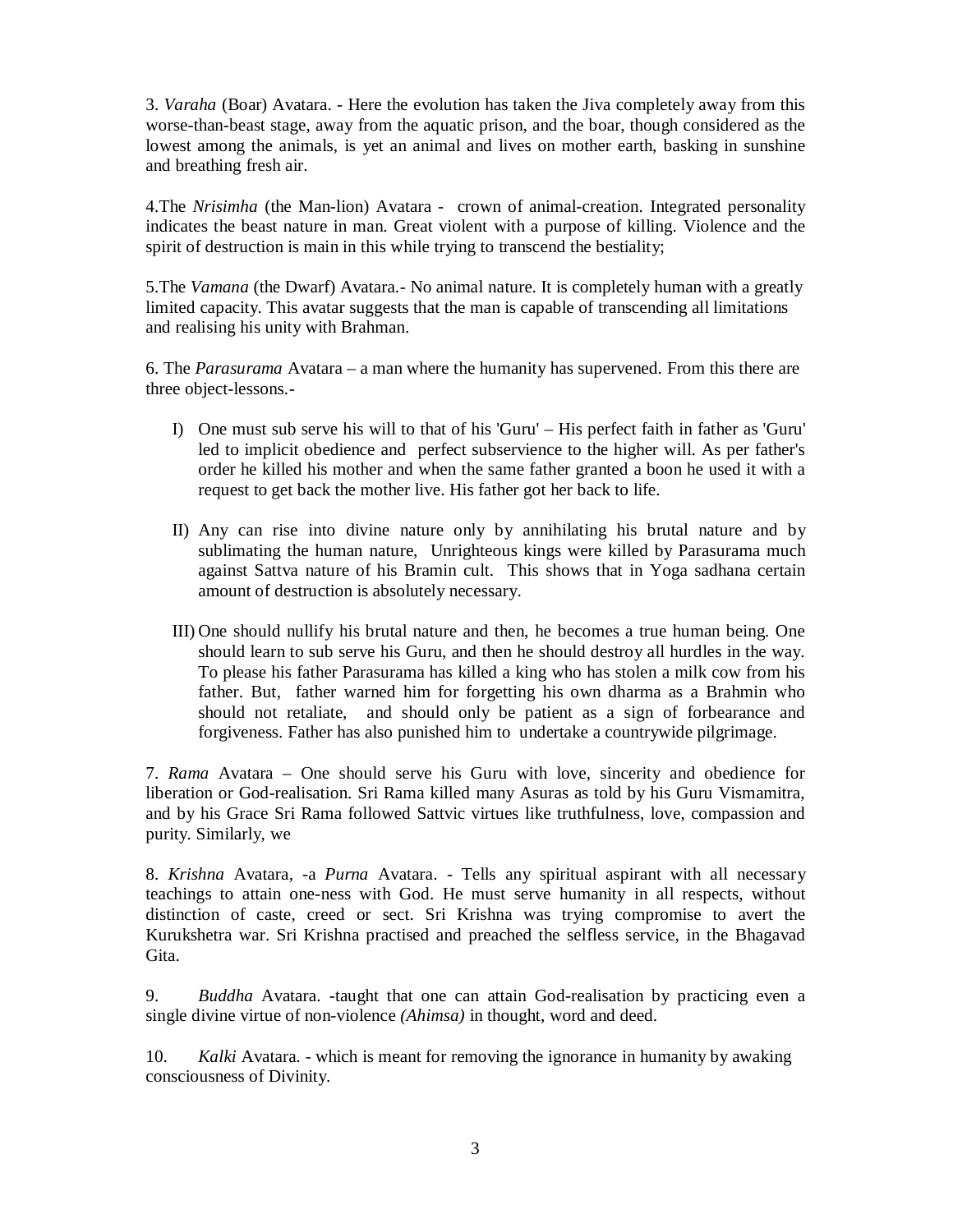3. *Varaha* (Boar) Avatara. - Here the evolution has taken the Jiva completely away from this worse-than-beast stage, away from the aquatic prison, and the boar, though considered as the lowest among the animals, is yet an animal and lives on mother earth, basking in sunshine and breathing fresh air.

4.The *Nrisimha* (the Man-lion) Avatara - crown of animal-creation. Integrated personality indicates the beast nature in man. Great violent with a purpose of killing. Violence and the spirit of destruction is main in this while trying to transcend the bestiality;

5.The *Vamana* (the Dwarf) Avatara.- No animal nature. It is completely human with a greatly limited capacity. This avatar suggests that the man is capable of transcending all limitations and realising his unity with Brahman.

6. The *Parasurama* Avatara – a man where the humanity has supervened. From this there are three object-lessons.-

I) One must sub serve his will to that of his 'Guru' – His perfect faith in father as 'Guru' led to implicit obedience and perfect subservience to the higher will. As per father's order he killed his mother and when the same father granted a boon he used it with a request to get back the mother live. His father got her back to life.

II) Any can rise into divine nature only by annihilating his brutal nature and by sublimating the human nature, Unrighteous kings were killed by Parasurama much against Sattva nature of his Bramin cult. This shows that in Yoga sadhana certain amount of destruction is absolutely necessary.

III) One should nullify his brutal nature and then, he becomes a true human being. One should learn to sub serve his Guru, and then he should destroy all hurdles in the way. To please his father Parasurama has killed a king who has stolen a milk cow from his father. But, father warned him for forgetting his own dharma as a Brahmin who should not retaliate, and should only be patient as a sign of forbearance and forgiveness. Father has also punished him to undertake a countrywide pilgrimage.

7. *Rama* Avatara – One should serve his Guru with love, sincerity and obedience for liberation or God-realisation. Sri Rama killed many Asuras as told by his Guru Vismamitra, and by his Grace Sri Rama followed Sattvic virtues like truthfulness, love, compassion and purity. Similarly, we

8. *Krishna* Avatara, -a *Purna* Avatara. - Tells any spiritual aspirant with all necessary teachings to attain one-ness with God. He must serve humanity in all respects, without distinction of caste, creed or sect. Sri Krishna was trying compromise to avert the Kurukshetra war. Sri Krishna practised and preached the selfless service, in the Bhagavad Gita.

9. *Buddha* Avatara. -taught that one can attain God-realisation by practicing even a single divine virtue of non-violence *(Ahimsa)* in thought, word and deed.

10. *Kalki* Avatara. - which is meant for removing the ignorance in humanity by awaking consciousness of Divinity.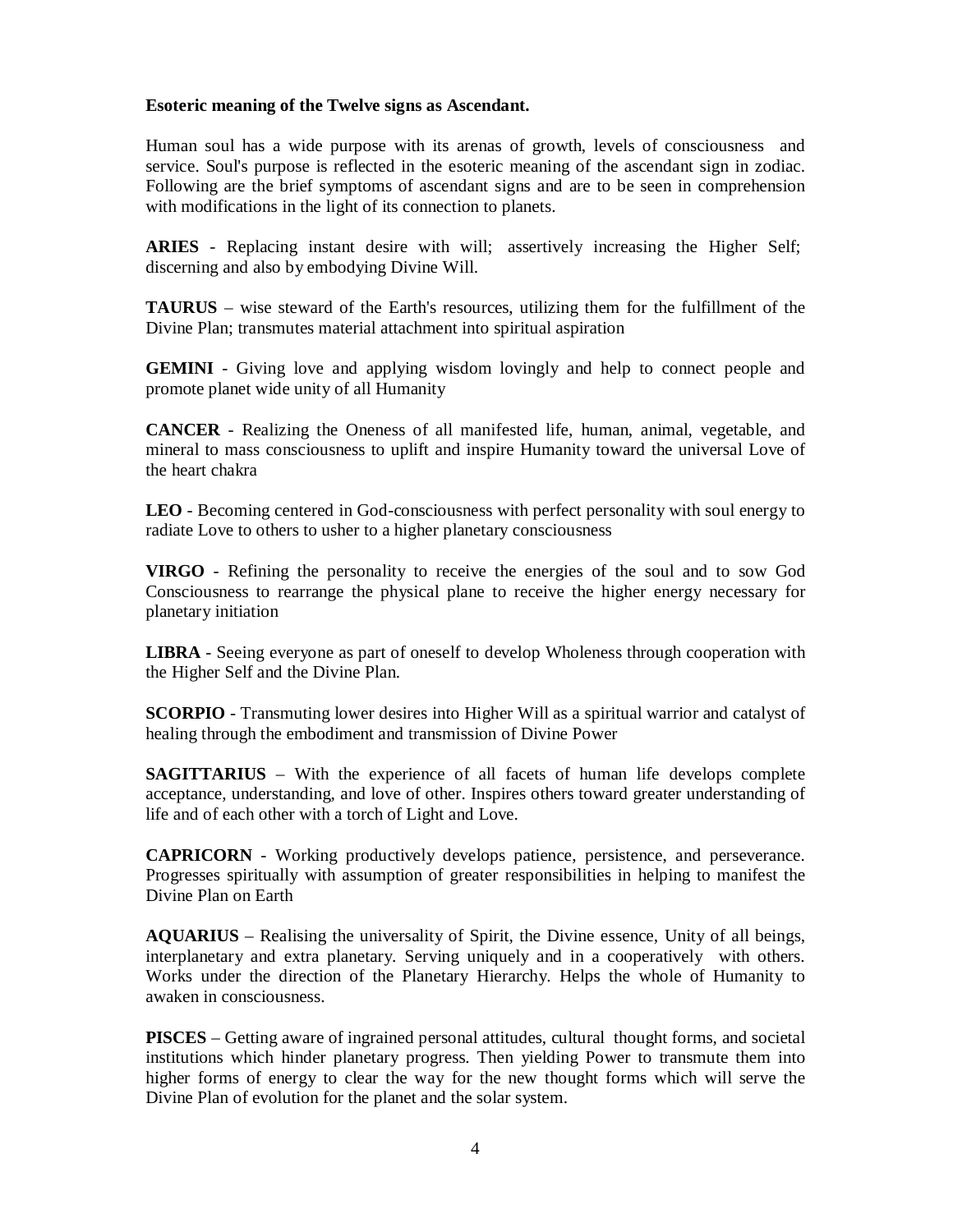**Esoteric meaning of the Twelve signs as Ascendant.**

Human soul has a wide purpose with its arenas of growth, levels of consciousness and service. Soul's purpose is reflected in the esoteric meaning of the ascendant sign in zodiac. Following are the brief symptoms of ascendant signs and are to be seen in comprehension with modifications in the light of its connection to planets.

**ARIES** - Replacing instant desire with will; assertively increasing the Higher Self; discerning and also by embodying Divine Will.

**TAURUS** – wise steward of the Earth's resources, utilizing them for the fulfillment of the Divine Plan; transmutes material attachment into spiritual aspiration

**GEMINI** - Giving love and applying wisdom lovingly and help to connect people and promote planet wide unity of all Humanity

**CANCER** - Realizing the Oneness of all manifested life, human, animal, vegetable, and mineral to mass consciousness to uplift and inspire Humanity toward the universal Love of the heart chakra

**LEO** - Becoming centered in God-consciousness with perfect personality with soul energy to radiate Love to others to usher to a higher planetary consciousness

**VIRGO** - Refining the personality to receive the energies of the soul and to sow God Consciousness to rearrange the physical plane to receive the higher energy necessary for planetary initiation

**LIBRA** - Seeing everyone as part of oneself to develop Wholeness through cooperation with the Higher Self and the Divine Plan.

**SCORPIO** - Transmuting lower desires into Higher Will as a spiritual warrior and catalyst of healing through the embodiment and transmission of Divine Power

**SAGITTARIUS** – With the experience of all facets of human life develops complete acceptance, understanding, and love of other. Inspires others toward greater understanding of life and of each other with a torch of Light and Love.

**CAPRICORN** - Working productively develops patience, persistence, and perseverance. Progresses spiritually with assumption of greater responsibilities in helping to manifest the Divine Plan on Earth

**AQUARIUS** – Realising the universality of Spirit, the Divine essence, Unity of all beings, interplanetary and extra planetary. Serving uniquely and in a cooperatively with others. Works under the direction of the Planetary Hierarchy. Helps the whole of Humanity to awaken in consciousness.

**PISCES** – Getting aware of ingrained personal attitudes, cultural thought forms, and societal institutions which hinder planetary progress. Then yielding Power to transmute them into higher forms of energy to clear the way for the new thought forms which will serve the Divine Plan of evolution for the planet and the solar system.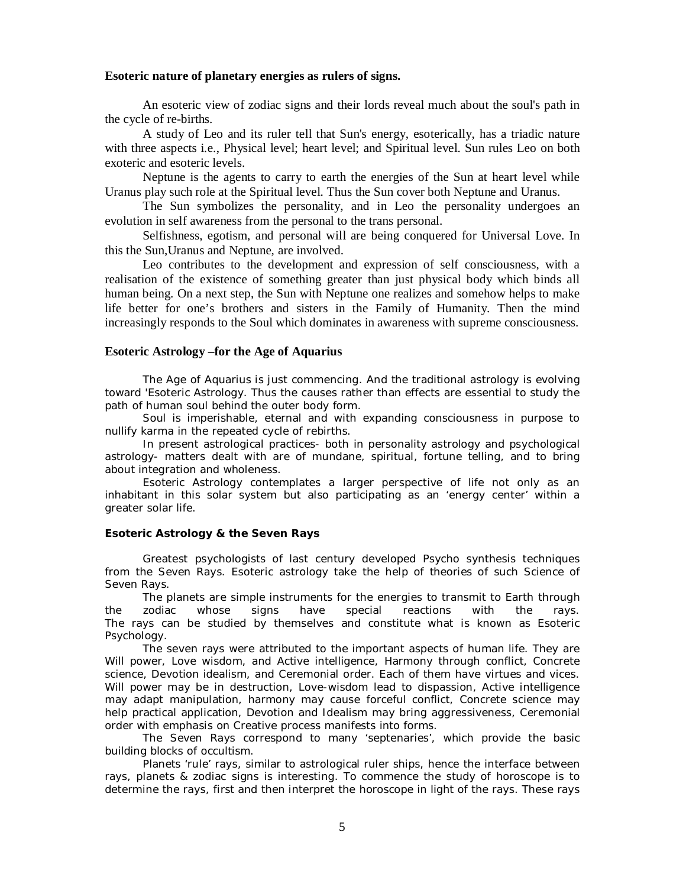**Esoteric nature of planetary energies as rulers of signs.**

An esoteric view of zodiac signs and their lords reveal much about the soul's path in the cycle of re-births.

A study of Leo and its ruler tell that Sun's energy, esoterically, has a triadic nature with three aspects i.e., Physical level; heart level; and Spiritual level. Sun rules Leo on both exoteric and esoteric levels.

Neptune is the agents to carry to earth the energies of the Sun at heart level while Uranus play such role at the Spiritual level. Thus the Sun cover both Neptune and Uranus.

The Sun symbolizes the personality, and in Leo the personality undergoes an evolution in self awareness from the personal to the trans personal.

Selfishness, egotism, and personal will are being conquered for Universal Love. In this the Sun,Uranus and Neptune, are involved.

Leo contributes to the development and expression of self consciousness, with a realisation of the existence of something greater than just physical body which binds all human being. On a next step, the Sun with Neptune one realizes and somehow helps to make life better for one's brothers and sisters in the Family of Humanity. Then the mind increasingly responds to the Soul which dominates in awareness with supreme consciousness.

**Esoteric Astrology –for the Age of Aquarius**

The Age of Aquarius is just commencing. And the traditional astrology is evolving toward 'Esoteric Astrology. Thus the causes rather than effects are essential to study the path of human soul behind the outer body form.

Soul is imperishable, eternal and with expanding consciousness in purpose to nullify karma in the repeated cycle of rebirths.

In present astrological practices- both in personality astrology and psychological astrology- matters dealt with are of mundane, spiritual, fortune telling, and to bring about integration and wholeness.

Esoteric Astrology contemplates a larger perspective of life not only as an inhabitant in this solar system but also participating as an 'energy center' within a greater solar life.

**Esoteric Astrology & the Seven Rays**

Greatest psychologists of last century developed Psycho synthesis techniques from the Seven Rays. Esoteric astrology take the help of theories of such Science of Seven Rays.

The planets are simple instruments for the energies to transmit to Earth through the zodiac whose signs have special reactions with the rays. The rays can be studied by themselves and constitute what is known as Esoteric Psychology.

The seven rays were attributed to the important aspects of human life. They are Will power, Love wisdom, and Active intelligence, Harmony through conflict, Concrete science, Devotion idealism, and Ceremonial order. Each of them have virtues and vices. Will power may be in destruction, Love-wisdom lead to dispassion, Active intelligence may adapt manipulation, harmony may cause forceful conflict, Concrete science may help practical application, Devotion and Idealism may bring aggressiveness, Ceremonial order with emphasis on Creative process manifests into forms.

The Seven Rays correspond to many 'septenaries', which provide the basic building blocks of occultism.

Planets 'rule' rays, similar to astrological ruler ships, hence the interface between rays, planets & zodiac signs is interesting. To commence the study of horoscope is to determine the rays, first and then interpret the horoscope in light of the rays. These rays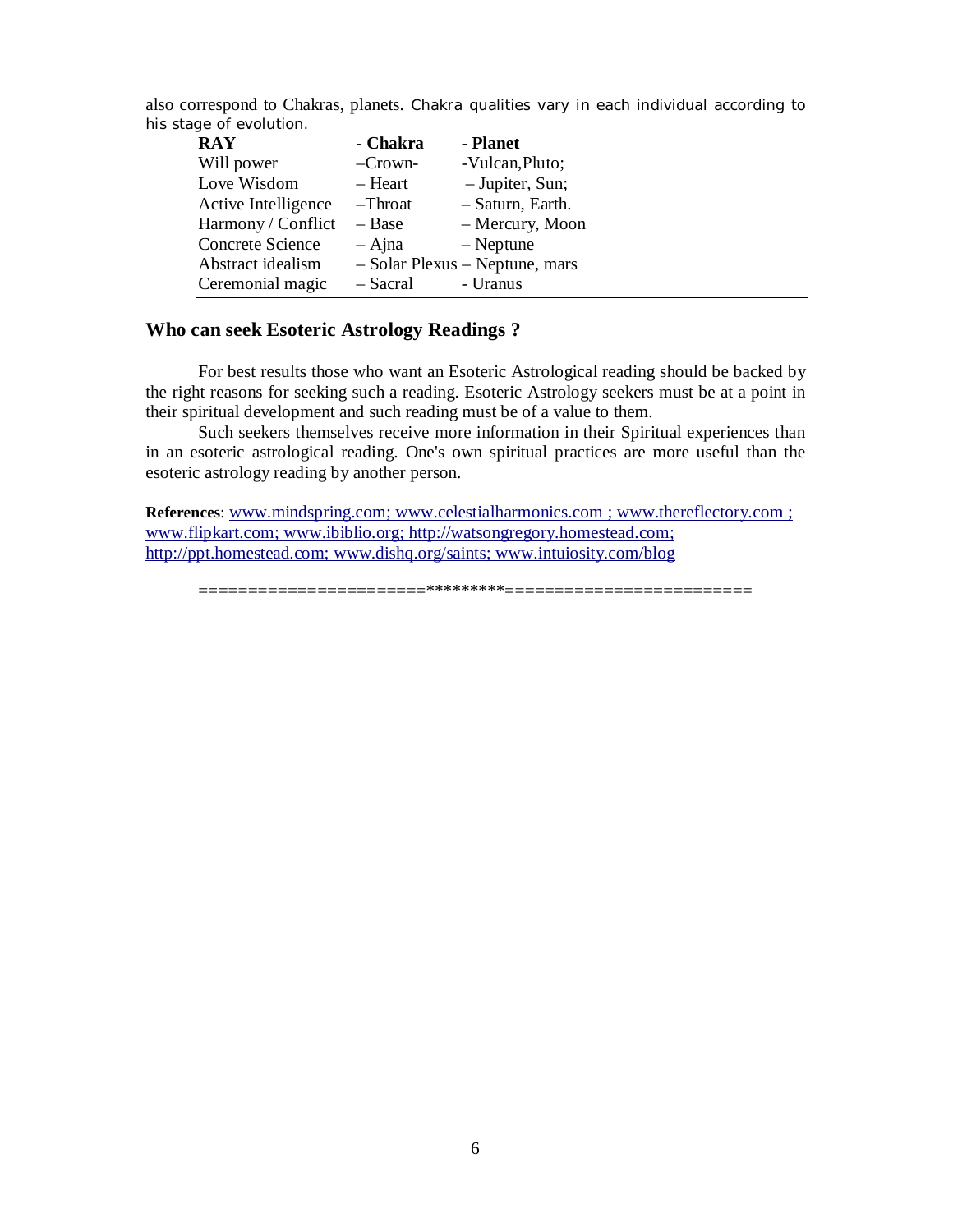also correspond to Chakras, planets. Chakra qualities vary in each individual according to his stage of evolution.

| RAY | - Chakra | - Planet |
|---|---|---|
| Will power | –Crown- | -Vulcan,Pluto; |
| Love Wisdom | – Heart | – Jupiter, Sun; |
| Active Intelligence | –Throat | – Saturn, Earth. |
| Harmony / Conflict | – Base | – Mercury, Moon |
| Concrete Science | – Ajna | – Neptune |
| Abstract idealism | – Solar Plexus | – Neptune, mars |
| Ceremonial magic | – Sacral | - Uranus |

## Who can seek Esoteric Astrology Readings ?

For best results those who want an Esoteric Astrological reading should be backed by the right reasons for seeking such a reading. Esoteric Astrology seekers must be at a point in their spiritual development and such reading must be of a value to them.

Such seekers themselves receive more information in their Spiritual experiences than in an esoteric astrological reading. One's own spiritual practices are more useful than the esoteric astrology reading by another person.

**References**: www.mindspring.com; www.celestialharmonics.com ; www.thereflectory.com ; www.flipkart.com; www.ibiblio.org; http://watsongregory.homestead.com; http://ppt.homestead.com; www.dishq.org/saints; www.intuiosity.com/blog

======================*********========================